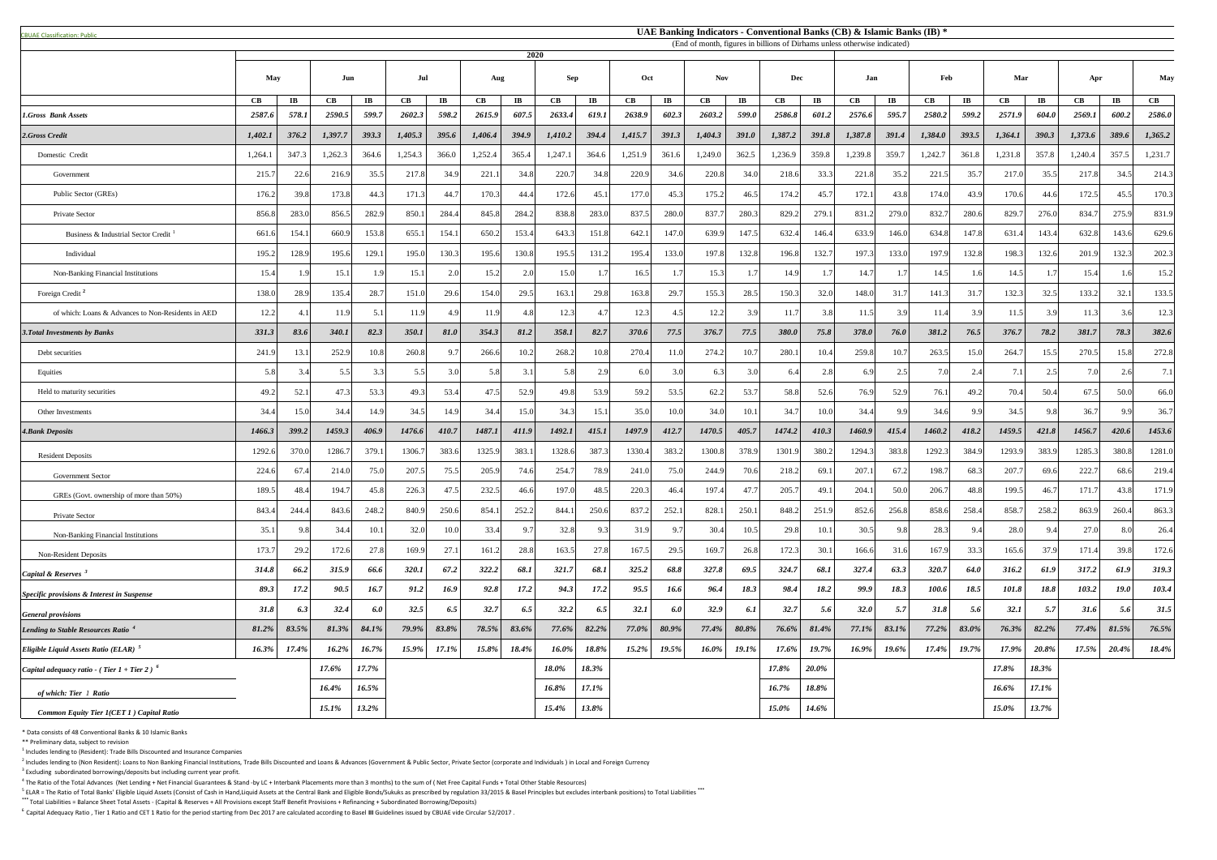CBUAE Classification: Public

# UAE Banking Indicators - Conventional Banks (CB) & Islamic Banks (IB) *

(End of month, figures in billions of Dirhams unless otherwise indicated)

| | 2020 | | | | | | | | | | | | | | | | | | | | | | | | |
|---|---|---|---|---|---|---|---|---|---|---|---|---|---|---|---|---|---|---|---|---|---|---|---|---|---|
| | May | | Jun | | Jul | | Aug | | Sep | | Oct | | Nov | | Dec | | Jan | | Feb | | Mar | | Apr | | May |
| | CB | IB | CB | IB | CB | IB | CB | IB | CB | IB | CB | IB | CB | IB | CB | IB | CB | IB | CB | IB | CB | IB | CB | IB | CB |
| ***1.Gross Bank Assets*** | *2587.6* | *578.1* | *2590.5* | *599.7* | *2602.3* | *598.2* | *2615.9* | *607.5* | *2633.4* | *619.1* | *2638.9* | *602.3* | *2603.2* | *599.0* | *2586.8* | *601.2* | *2576.6* | *595.7* | *2580.2* | *599.2* | *2571.9* | *604.0* | *2569.1* | *600.2* | *2586.0* |
| ***2.Gross Credit*** | *1,402.1* | *376.2* | *1,397.7* | *393.3* | *1,405.3* | *395.6* | *1,406.4* | *394.9* | *1,410.2* | *394.4* | *1,415.7* | *391.3* | *1,404.3* | *391.0* | *1,387.2* | *391.8* | *1,387.8* | *391.4* | *1,384.0* | *393.5* | *1,364.1* | *390.3* | *1,373.6* | *389.6* | *1,365.2* |
| Domestic Credit | 1,264.1 | 347.3 | 1,262.3 | 364.6 | 1,254.3 | 366.0 | 1,252.4 | 365.4 | 1,247.1 | 364.6 | 1,251.9 | 361.6 | 1,249.0 | 362.5 | 1,236.9 | 359.8 | 1,239.8 | 359.7 | 1,242.7 | 361.8 | 1,231.8 | 357.8 | 1,240.4 | 357.5 | 1,231.7 |
| Government | 215.7 | 22.6 | 216.9 | 35.5 | 217.8 | 34.9 | 221.1 | 34.8 | 220.7 | 34.8 | 220.9 | 34.6 | 220.8 | 34.0 | 218.6 | 33.3 | 221.8 | 35.2 | 221.5 | 35.7 | 217.0 | 35.5 | 217.8 | 34.5 | 214.3 |
| Public Sector (GREs) | 176.2 | 39.8 | 173.8 | 44.3 | 171.3 | 44.7 | 170.3 | 44.4 | 172.6 | 45.1 | 177.0 | 45.3 | 175.2 | 46.5 | 174.2 | 45.7 | 172.1 | 43.8 | 174.0 | 43.9 | 170.6 | 44.6 | 172.5 | 45.5 | 170.3 |
| Private Sector | 856.8 | 283.0 | 856.5 | 282.9 | 850.1 | 284.4 | 845.8 | 284.2 | 838.8 | 283.0 | 837.5 | 280.0 | 837.7 | 280.3 | 829.2 | 279.1 | 831.2 | 279.0 | 832.7 | 280.6 | 829.7 | 276.0 | 834.7 | 275.9 | 831.9 |
| Business & Industrial Sector Credit [1] | 661.6 | 154.1 | 660.9 | 153.8 | 655.1 | 154.1 | 650.2 | 153.4 | 643.3 | 151.8 | 642.1 | 147.0 | 639.9 | 147.5 | 632.4 | 146.4 | 633.9 | 146.0 | 634.8 | 147.8 | 631.4 | 143.4 | 632.8 | 143.6 | 629.6 |
| Individual | 195.2 | 128.9 | 195.6 | 129.1 | 195.0 | 130.3 | 195.6 | 130.8 | 195.5 | 131.2 | 195.4 | 133.0 | 197.8 | 132.8 | 196.8 | 132.7 | 197.3 | 133.0 | 197.9 | 132.8 | 198.3 | 132.6 | 201.9 | 132.3 | 202.3 |
| Non-Banking Financial Institutions | 15.4 | 1.9 | 15.1 | 1.9 | 15.1 | 2.0 | 15.2 | 2.0 | 15.0 | 1.7 | 16.5 | 1.7 | 15.3 | 1.7 | 14.9 | 1.7 | 14.7 | 1.7 | 14.5 | 1.6 | 14.5 | 1.7 | 15.4 | 1.6 | 15.2 |
| Foreign Credit [2] | 138.0 | 28.9 | 135.4 | 28.7 | 151.0 | 29.6 | 154.0 | 29.5 | 163.1 | 29.8 | 163.8 | 29.7 | 155.3 | 28.5 | 150.3 | 32.0 | 148.0 | 31.7 | 141.3 | 31.7 | 132.3 | 32.5 | 133.2 | 32.1 | 133.5 |
| of which: Loans & Advances to Non-Residents in AED | 12.2 | 4.1 | 11.9 | 5.1 | 11.9 | 4.9 | 11.9 | 4.8 | 12.3 | 4.7 | 12.3 | 4.5 | 12.2 | 3.9 | 11.7 | 3.8 | 11.5 | 3.9 | 11.4 | 3.9 | 11.5 | 3.9 | 11.3 | 3.6 | 12.3 |
| ***3.Total Investments by Banks*** | *331.3* | *83.6* | *340.1* | *82.3* | *350.1* | *81.0* | *354.3* | *81.2* | *358.1* | *82.7* | *370.6* | *77.5* | *376.7* | *77.5* | *380.0* | *75.8* | *378.0* | *76.0* | *381.2* | *76.5* | *376.7* | *78.2* | *381.7* | *78.3* | *382.6* |
| Debt securities | 241.9 | 13.1 | 252.9 | 10.8 | 260.8 | 9.7 | 266.6 | 10.2 | 268.2 | 10.8 | 270.4 | 11.0 | 274.2 | 10.7 | 280.1 | 10.4 | 259.8 | 10.7 | 263.5 | 15.0 | 264.7 | 15.5 | 270.5 | 15.8 | 272.8 |
| Equities | 5.8 | 3.4 | 5.5 | 3.3 | 5.5 | 3.0 | 5.8 | 3.1 | 5.8 | 2.9 | 6.0 | 3.0 | 6.3 | 3.0 | 6.4 | 2.8 | 6.9 | 2.5 | 7.0 | 2.4 | 7.1 | 2.5 | 7.0 | 2.6 | 7.1 |
| Held to maturity securities | 49.2 | 52.1 | 47.3 | 53.3 | 49.3 | 53.4 | 47.5 | 52.9 | 49.8 | 53.9 | 59.2 | 53.5 | 62.2 | 53.7 | 58.8 | 52.6 | 76.9 | 52.9 | 76.1 | 49.2 | 70.4 | 50.4 | 67.5 | 50.0 | 66.0 |
| Other Investments | 34.4 | 15.0 | 34.4 | 14.9 | 34.5 | 14.9 | 34.4 | 15.0 | 34.3 | 15.1 | 35.0 | 10.0 | 34.0 | 10.1 | 34.7 | 10.0 | 34.4 | 9.9 | 34.6 | 9.9 | 34.5 | 9.8 | 36.7 | 9.9 | 36.7 |
| ***4.Bank Deposits*** | *1466.3* | *399.2* | *1459.3* | *406.9* | *1476.6* | *410.7* | *1487.1* | *411.9* | *1492.1* | *415.1* | *1497.9* | *412.7* | *1470.5* | *405.7* | *1474.2* | *410.3* | *1460.9* | *415.4* | *1460.2* | *418.2* | *1459.5* | *421.8* | *1456.7* | *420.6* | *1453.6* |
| Resident Deposits | 1292.6 | 370.0 | 1286.7 | 379.1 | 1306.7 | 383.6 | 1325.9 | 383.1 | 1328.6 | 387.3 | 1330.4 | 383.2 | 1300.8 | 378.9 | 1301.9 | 380.2 | 1294.3 | 383.8 | 1292.3 | 384.9 | 1293.9 | 383.9 | 1285.3 | 380.8 | 1281.0 |
| Government Sector | 224.6 | 67.4 | 214.0 | 75.0 | 207.5 | 75.5 | 205.9 | 74.6 | 254.7 | 78.9 | 241.0 | 75.0 | 244.9 | 70.6 | 218.2 | 69.1 | 207.1 | 67.2 | 198.7 | 68.3 | 207.7 | 69.6 | 222.7 | 68.6 | 219.4 |
| GREs (Govt. ownership of more than 50%) | 189.5 | 48.4 | 194.7 | 45.8 | 226.3 | 47.5 | 232.5 | 46.6 | 197.0 | 48.5 | 220.3 | 46.4 | 197.4 | 47.7 | 205.7 | 49.1 | 204.1 | 50.0 | 206.7 | 48.8 | 199.5 | 46.7 | 171.7 | 43.8 | 171.9 |
| Private Sector | 843.4 | 244.4 | 843.6 | 248.2 | 840.9 | 250.6 | 854.1 | 252.2 | 844.1 | 250.6 | 837.2 | 252.1 | 828.1 | 250.1 | 848.2 | 251.9 | 852.6 | 256.8 | 858.6 | 258.4 | 858.7 | 258.2 | 863.9 | 260.4 | 863.3 |
| Non-Banking Financial Institutions | 35.1 | 9.8 | 34.4 | 10.1 | 32.0 | 10.0 | 33.4 | 9.7 | 32.8 | 9.3 | 31.9 | 9.7 | 30.4 | 10.5 | 29.8 | 10.1 | 30.5 | 9.8 | 28.3 | 9.4 | 28.0 | 9.4 | 27.0 | 8.0 | 26.4 |
| Non-Resident Deposits | 173.7 | 29.2 | 172.6 | 27.8 | 169.9 | 27.1 | 161.2 | 28.8 | 163.5 | 27.8 | 167.5 | 29.5 | 169.7 | 26.8 | 172.3 | 30.1 | 166.6 | 31.6 | 167.9 | 33.3 | 165.6 | 37.9 | 171.4 | 39.8 | 172.6 |
| ***Capital & Reserves [3]*** | *314.8* | *66.2* | *315.9* | *66.6* | *320.1* | *67.2* | *322.2* | *68.1* | *321.7* | *68.1* | *325.2* | *68.8* | *327.8* | *69.5* | *324.7* | *68.1* | *327.4* | *63.3* | *320.7* | *64.0* | *316.2* | *61.9* | *317.2* | *61.9* | *319.3* |
| ***Specific provisions & Interest in Suspense*** | *89.3* | *17.2* | *90.5* | *16.7* | *91.2* | *16.9* | *92.8* | *17.2* | *94.3* | *17.2* | *95.5* | *16.6* | *96.4* | *18.3* | *98.4* | *18.2* | *99.9* | *18.3* | *100.6* | *18.5* | *101.8* | *18.8* | *103.2* | *19.0* | *103.4* |
| ***General provisions*** | *31.8* | *6.3* | *32.4* | *6.0* | *32.5* | *6.5* | *32.7* | *6.5* | *32.2* | *6.5* | *32.1* | *6.0* | *32.9* | *6.1* | *32.7* | *5.6* | *32.0* | *5.7* | *31.8* | *5.6* | *32.1* | *5.7* | *31.6* | *5.6* | *31.5* |
| ***Lending to Stable Resources Ratio [4]*** | *81.2%* | *83.5%* | *81.3%* | *84.1%* | *79.9%* | *83.8%* | *78.5%* | *83.6%* | *77.6%* | *82.2%* | *77.0%* | *80.9%* | *77.4%* | *80.8%* | *76.6%* | *81.4%* | *77.1%* | *83.1%* | *77.2%* | *83.0%* | *76.3%* | *82.2%* | *77.4%* | *81.5%* | *76.5%* |
| ***Eligible Liquid Assets Ratio (ELAR) [5]*** | *16.3%* | *17.4%* | *16.2%* | *16.7%* | *15.9%* | *17.1%* | *15.8%* | *18.4%* | *16.0%* | *18.8%* | *15.2%* | *19.5%* | *16.0%* | *19.1%* | *17.6%* | *19.7%* | *16.9%* | *19.6%* | *17.4%* | *19.7%* | *17.9%* | *20.8%* | *17.5%* | *20.4%* | *18.4%* |
| ***Capital adequacy ratio - ( Tier 1 + Tier 2 ) [6]*** | | | *17.6%* | *17.7%* | | | | | *18.0%* | *18.3%* | | | | | *17.8%* | *20.0%* | | | | | *17.8%* | *18.3%* | | | |
| ***of which: Tier 1 Ratio*** | | | *16.4%* | *16.5%* | | | | | *16.8%* | *17.1%* | | | | | *16.7%* | *18.8%* | | | | | *16.6%* | *17.1%* | | | |
| ***Common Equity Tier 1(CET 1 ) Capital Ratio*** | | | *15.1%* | *13.2%* | | | | | *15.4%* | *13.8%* | | | | | *15.0%* | *14.6%* | | | | | *15.0%* | *13.7%* | | | |

* Data consists of 48 Conventional Banks & 10 Islamic Banks

** Preliminary data, subject to revision

[1] Includes lending to (Resident): Trade Bills Discounted and Insurance Companies

[2] Includes lending to (Non Resident): Loans to Non Banking Financial Institutions, Trade Bills Discounted and Loans & Advances (Government & Public Sector, Private Sector (corporate and Individuals ) in Local and Foreign Currency

[3] Excluding subordinated borrowings/deposits but including current year profit.

[4] The Ratio of the Total Advances (Net Lending + Net Financial Guarantees & Stand -by LC + Interbank Placements more than 3 months) to the sum of ( Net Free Capital Funds + Total Other Stable Resources)

[5] ELAR = The Ratio of Total Banks' Eligible Liquid Assets (Consist of Cash in Hand,Liquid Assets at the Central Bank and Eligible Bonds/Sukuks as prescribed by regulation 33/2015 & Basel Principles but excludes interbank positions) to Total Liabilities ***

*** Total Liabilities = Balance Sheet Total Assets - (Capital & Reserves + All Provisions except Staff Benefit Provisions + Refinancing + Subordinated Borrowing/Deposits)

[6] Capital Adequacy Ratio , Tier 1 Ratio and CET 1 Ratio for the period starting from Dec 2017 are calculated according to Basel lll Guidelines issued by CBUAE vide Circular 52/2017 .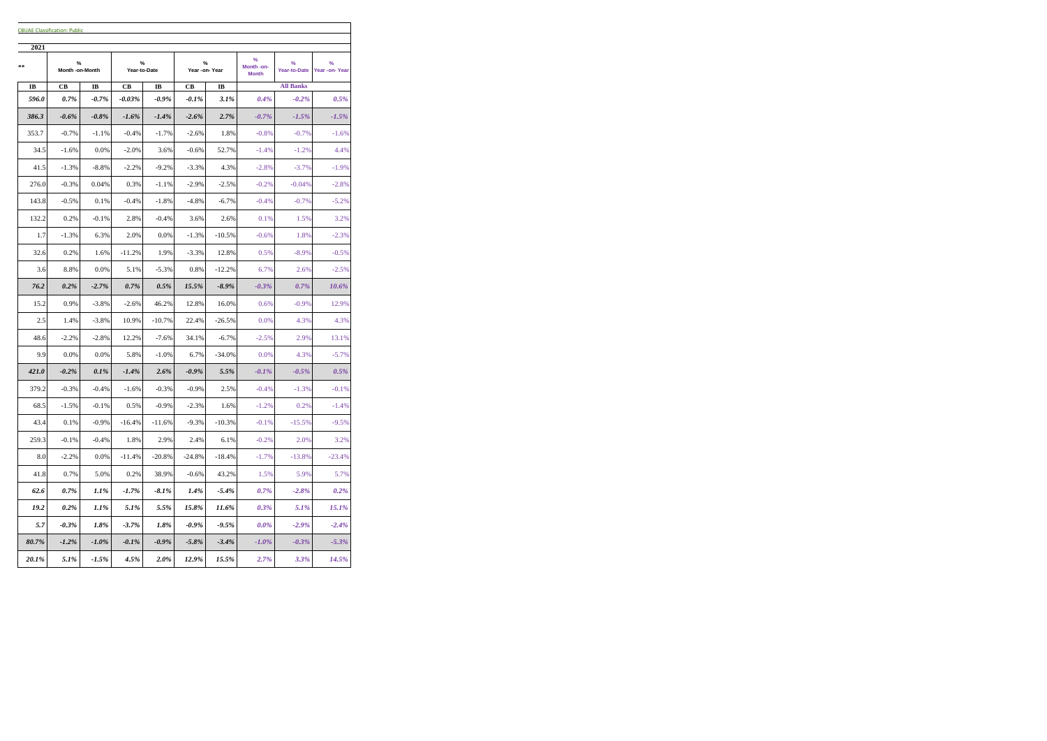CBUAE Classification: Public

| 2021 | | | | | | | | | |
|---|---|---|---|---|---|---|---|---|---|
| ** | % Month -on-Month | | % Year-to-Date | | % Year -on- Year | | % Month -on-Month | % Year-to-Date | % Year -on- Year |
| IB | CB | IB | CB | IB | CB | IB | All Banks | | |
| *596.0* | *0.7%* | *-0.7%* | *-0.03%* | *-0.9%* | *-0.1%* | *3.1%* | *0.4%* | *-0.2%* | *0.5%* |
| *386.3* | *-0.6%* | *-0.8%* | *-1.6%* | *-1.4%* | *-2.6%* | *2.7%* | *-0.7%* | *-1.5%* | *-1.5%* |
| 353.7 | -0.7% | -1.1% | -0.4% | -1.7% | -2.6% | 1.8% | -0.8% | -0.7% | -1.6% |
| 34.5 | -1.6% | 0.0% | -2.0% | 3.6% | -0.6% | 52.7% | -1.4% | -1.2% | 4.4% |
| 41.5 | -1.3% | -8.8% | -2.2% | -9.2% | -3.3% | 4.3% | -2.8% | -3.7% | -1.9% |
| 276.0 | -0.3% | 0.04% | 0.3% | -1.1% | -2.9% | -2.5% | -0.2% | -0.04% | -2.8% |
| 143.8 | -0.5% | 0.1% | -0.4% | -1.8% | -4.8% | -6.7% | -0.4% | -0.7% | -5.2% |
| 132.2 | 0.2% | -0.1% | 2.8% | -0.4% | 3.6% | 2.6% | 0.1% | 1.5% | 3.2% |
| 1.7 | -1.3% | 6.3% | 2.0% | 0.0% | -1.3% | -10.5% | -0.6% | 1.8% | -2.3% |
| 32.6 | 0.2% | 1.6% | -11.2% | 1.9% | -3.3% | 12.8% | 0.5% | -8.9% | -0.5% |
| 3.6 | 8.8% | 0.0% | 5.1% | -5.3% | 0.8% | -12.2% | 6.7% | 2.6% | -2.5% |
| *76.2* | *0.2%* | *-2.7%* | *0.7%* | *0.5%* | *15.5%* | *-8.9%* | *-0.3%* | *0.7%* | *10.6%* |
| 15.2 | 0.9% | -3.8% | -2.6% | 46.2% | 12.8% | 16.0% | 0.6% | -0.9% | 12.9% |
| 2.5 | 1.4% | -3.8% | 10.9% | -10.7% | 22.4% | -26.5% | 0.0% | 4.3% | 4.3% |
| 48.6 | -2.2% | -2.8% | 12.2% | -7.6% | 34.1% | -6.7% | -2.5% | 2.9% | 13.1% |
| 9.9 | 0.0% | 0.0% | 5.8% | -1.0% | 6.7% | -34.0% | 0.0% | 4.3% | -5.7% |
| *421.0* | *-0.2%* | *0.1%* | *-1.4%* | *2.6%* | *-0.9%* | *5.5%* | *-0.1%* | *-0.5%* | *0.5%* |
| 379.2 | -0.3% | -0.4% | -1.6% | -0.3% | -0.9% | 2.5% | -0.4% | -1.3% | -0.1% |
| 68.5 | -1.5% | -0.1% | 0.5% | -0.9% | -2.3% | 1.6% | -1.2% | 0.2% | -1.4% |
| 43.4 | 0.1% | -0.9% | -16.4% | -11.6% | -9.3% | -10.3% | -0.1% | -15.5% | -9.5% |
| 259.3 | -0.1% | -0.4% | 1.8% | 2.9% | 2.4% | 6.1% | -0.2% | 2.0% | 3.2% |
| 8.0 | -2.2% | 0.0% | -11.4% | -20.8% | -24.8% | -18.4% | -1.7% | -13.8% | -23.4% |
| 41.8 | 0.7% | 5.0% | 0.2% | 38.9% | -0.6% | 43.2% | 1.5% | 5.9% | 5.7% |
| *62.6* | *0.7%* | *1.1%* | *-1.7%* | *-8.1%* | *1.4%* | *-5.4%* | *0.7%* | *-2.8%* | *0.2%* |
| *19.2* | *0.2%* | *1.1%* | *5.1%* | *5.5%* | *15.8%* | *11.6%* | *0.3%* | *5.1%* | *15.1%* |
| *5.7* | *-0.3%* | *1.8%* | *-3.7%* | *1.8%* | *-0.9%* | *-9.5%* | *0.0%* | *-2.9%* | *-2.4%* |
| *80.7%* | *-1.2%* | *-1.0%* | *-0.1%* | *-0.9%* | *-5.8%* | *-3.4%* | *-1.0%* | *-0.3%* | *-5.3%* |
| *20.1%* | *5.1%* | *-1.5%* | *4.5%* | *2.0%* | *12.9%* | *15.5%* | *2.7%* | *3.3%* | *14.5%* |